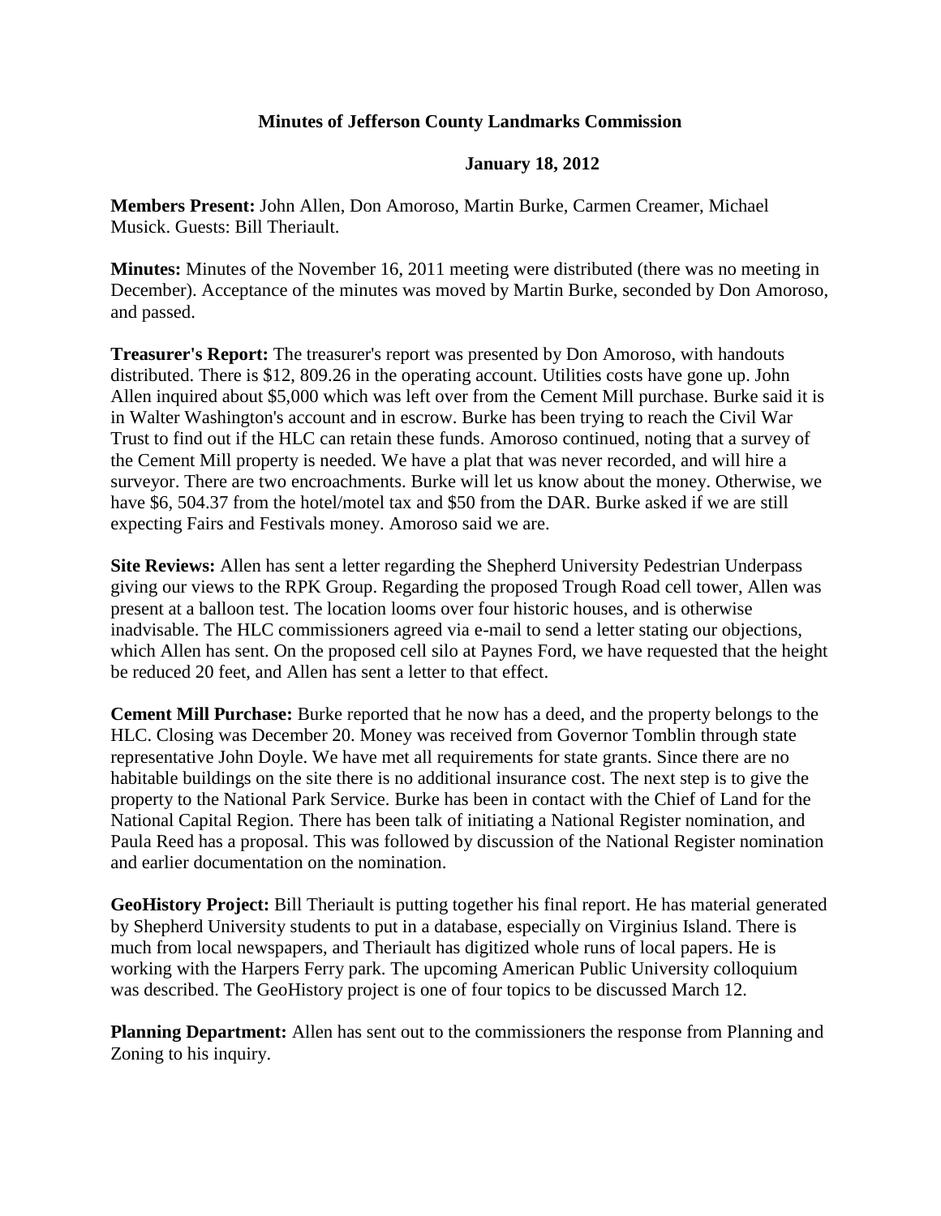# Minutes of Jefferson County Landmarks Commission

## January 18, 2012

**Members Present:** John Allen, Don Amoroso, Martin Burke, Carmen Creamer, Michael Musick. Guests: Bill Theriault.

**Minutes:** Minutes of the November 16, 2011 meeting were distributed (there was no meeting in December). Acceptance of the minutes was moved by Martin Burke, seconded by Don Amoroso, and passed.

**Treasurer's Report:** The treasurer's report was presented by Don Amoroso, with handouts distributed. There is $12, 809.26 in the operating account. Utilities costs have gone up. John Allen inquired about $5,000 which was left over from the Cement Mill purchase. Burke said it is in Walter Washington's account and in escrow. Burke has been trying to reach the Civil War Trust to find out if the HLC can retain these funds. Amoroso continued, noting that a survey of the Cement Mill property is needed. We have a plat that was never recorded, and will hire a surveyor. There are two encroachments. Burke will let us know about the money. Otherwise, we have $6, 504.37 from the hotel/motel tax and $50 from the DAR. Burke asked if we are still expecting Fairs and Festivals money. Amoroso said we are.

**Site Reviews:** Allen has sent a letter regarding the Shepherd University Pedestrian Underpass giving our views to the RPK Group. Regarding the proposed Trough Road cell tower, Allen was present at a balloon test. The location looms over four historic houses, and is otherwise inadvisable. The HLC commissioners agreed via e-mail to send a letter stating our objections, which Allen has sent. On the proposed cell silo at Paynes Ford, we have requested that the height be reduced 20 feet, and Allen has sent a letter to that effect.

**Cement Mill Purchase:** Burke reported that he now has a deed, and the property belongs to the HLC. Closing was December 20. Money was received from Governor Tomblin through state representative John Doyle. We have met all requirements for state grants. Since there are no habitable buildings on the site there is no additional insurance cost. The next step is to give the property to the National Park Service. Burke has been in contact with the Chief of Land for the National Capital Region. There has been talk of initiating a National Register nomination, and Paula Reed has a proposal. This was followed by discussion of the National Register nomination and earlier documentation on the nomination.

**GeoHistory Project:** Bill Theriault is putting together his final report. He has material generated by Shepherd University students to put in a database, especially on Virginius Island. There is much from local newspapers, and Theriault has digitized whole runs of local papers. He is working with the Harpers Ferry park. The upcoming American Public University colloquium was described. The GeoHistory project is one of four topics to be discussed March 12.

**Planning Department:** Allen has sent out to the commissioners the response from Planning and Zoning to his inquiry.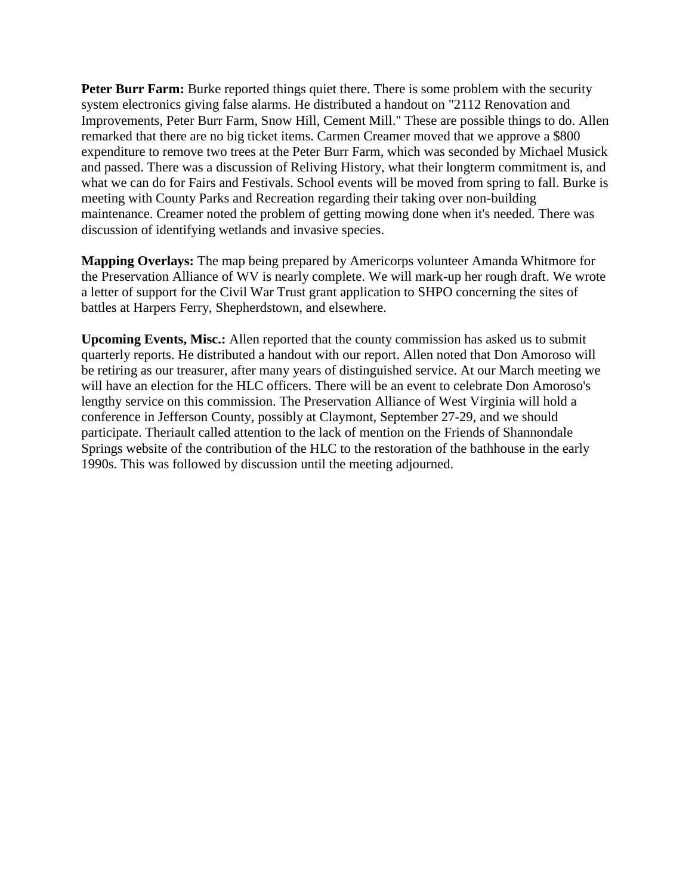**Peter Burr Farm:** Burke reported things quiet there. There is some problem with the security system electronics giving false alarms. He distributed a handout on "2112 Renovation and Improvements, Peter Burr Farm, Snow Hill, Cement Mill." These are possible things to do. Allen remarked that there are no big ticket items. Carmen Creamer moved that we approve a $800 expenditure to remove two trees at the Peter Burr Farm, which was seconded by Michael Musick and passed. There was a discussion of Reliving History, what their longterm commitment is, and what we can do for Fairs and Festivals. School events will be moved from spring to fall. Burke is meeting with County Parks and Recreation regarding their taking over non-building maintenance. Creamer noted the problem of getting mowing done when it's needed. There was discussion of identifying wetlands and invasive species.

**Mapping Overlays:** The map being prepared by Americorps volunteer Amanda Whitmore for the Preservation Alliance of WV is nearly complete. We will mark-up her rough draft. We wrote a letter of support for the Civil War Trust grant application to SHPO concerning the sites of battles at Harpers Ferry, Shepherdstown, and elsewhere.

**Upcoming Events, Misc.:** Allen reported that the county commission has asked us to submit quarterly reports. He distributed a handout with our report. Allen noted that Don Amoroso will be retiring as our treasurer, after many years of distinguished service. At our March meeting we will have an election for the HLC officers. There will be an event to celebrate Don Amoroso's lengthy service on this commission. The Preservation Alliance of West Virginia will hold a conference in Jefferson County, possibly at Claymont, September 27-29, and we should participate. Theriault called attention to the lack of mention on the Friends of Shannondale Springs website of the contribution of the HLC to the restoration of the bathhouse in the early 1990s. This was followed by discussion until the meeting adjourned.